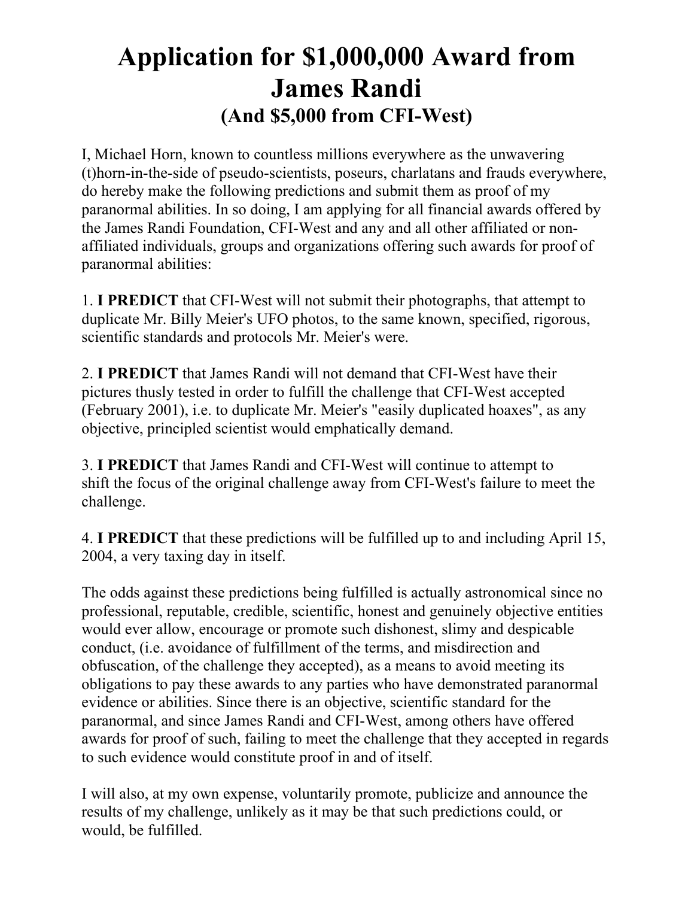# Application for $1,000,000 Award from James Randi

## (And $5,000 from CFI-West)

I, Michael Horn, known to countless millions everywhere as the unwavering (t)horn-in-the-side of pseudo-scientists, poseurs, charlatans and frauds everywhere, do hereby make the following predictions and submit them as proof of my paranormal abilities. In so doing, I am applying for all financial awards offered by the James Randi Foundation, CFI-West and any and all other affiliated or non-affiliated individuals, groups and organizations offering such awards for proof of paranormal abilities:

1. **I PREDICT** that CFI-West will not submit their photographs, that attempt to duplicate Mr. Billy Meier's UFO photos, to the same known, specified, rigorous, scientific standards and protocols Mr. Meier's were.

2. **I PREDICT** that James Randi will not demand that CFI-West have their pictures thusly tested in order to fulfill the challenge that CFI-West accepted (February 2001), i.e. to duplicate Mr. Meier's "easily duplicated hoaxes", as any objective, principled scientist would emphatically demand.

3. **I PREDICT** that James Randi and CFI-West will continue to attempt to shift the focus of the original challenge away from CFI-West's failure to meet the challenge.

4. **I PREDICT** that these predictions will be fulfilled up to and including April 15, 2004, a very taxing day in itself.

The odds against these predictions being fulfilled is actually astronomical since no professional, reputable, credible, scientific, honest and genuinely objective entities would ever allow, encourage or promote such dishonest, slimy and despicable conduct, (i.e. avoidance of fulfillment of the terms, and misdirection and obfuscation, of the challenge they accepted), as a means to avoid meeting its obligations to pay these awards to any parties who have demonstrated paranormal evidence or abilities. Since there is an objective, scientific standard for the paranormal, and since James Randi and CFI-West, among others have offered awards for proof of such, failing to meet the challenge that they accepted in regards to such evidence would constitute proof in and of itself.

I will also, at my own expense, voluntarily promote, publicize and announce the results of my challenge, unlikely as it may be that such predictions could, or would, be fulfilled.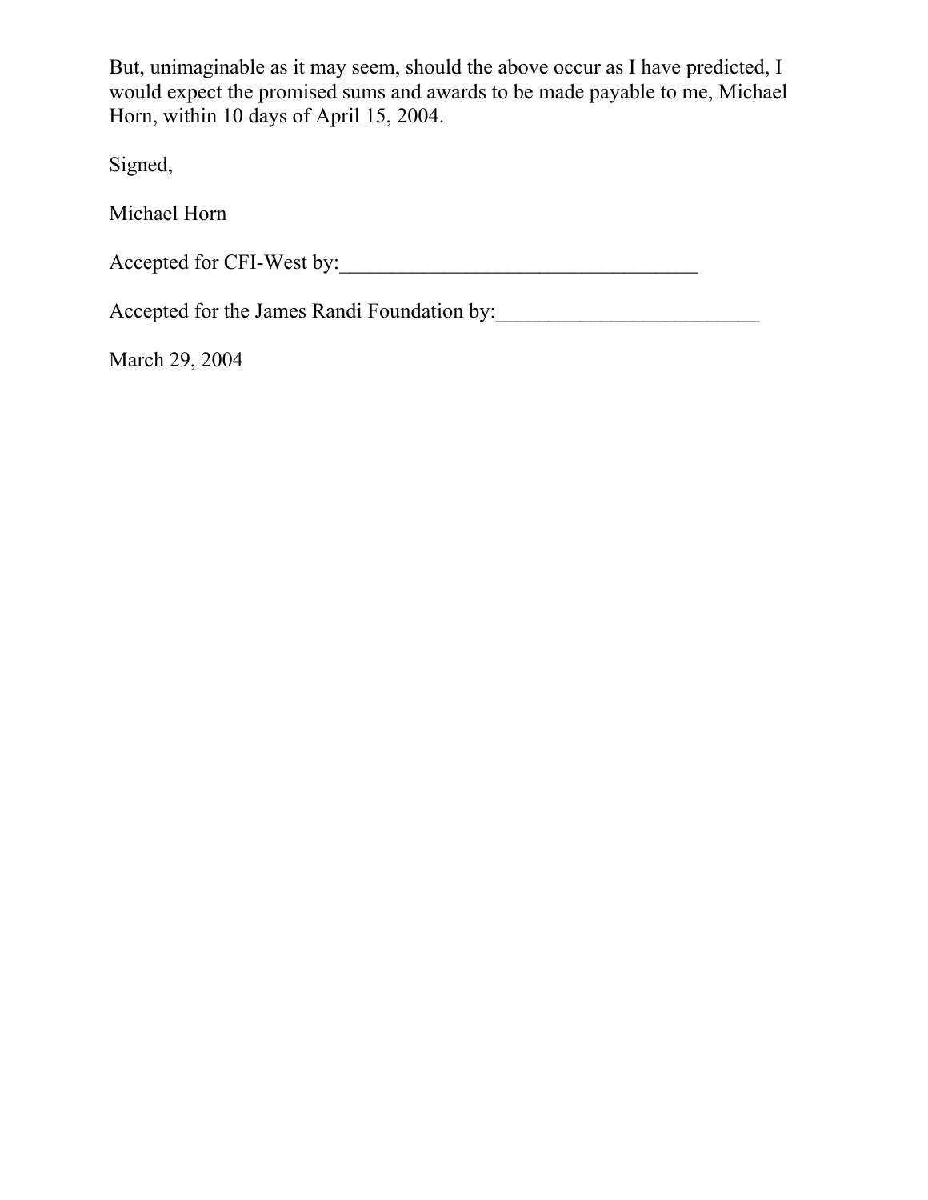But, unimaginable as it may seem, should the above occur as I have predicted, I would expect the promised sums and awards to be made payable to me, Michael Horn, within 10 days of April 15, 2004.

Signed,

Michael Horn

Accepted for CFI-West by:___________________________________

Accepted for the James Randi Foundation by:_________________________

March 29, 2004